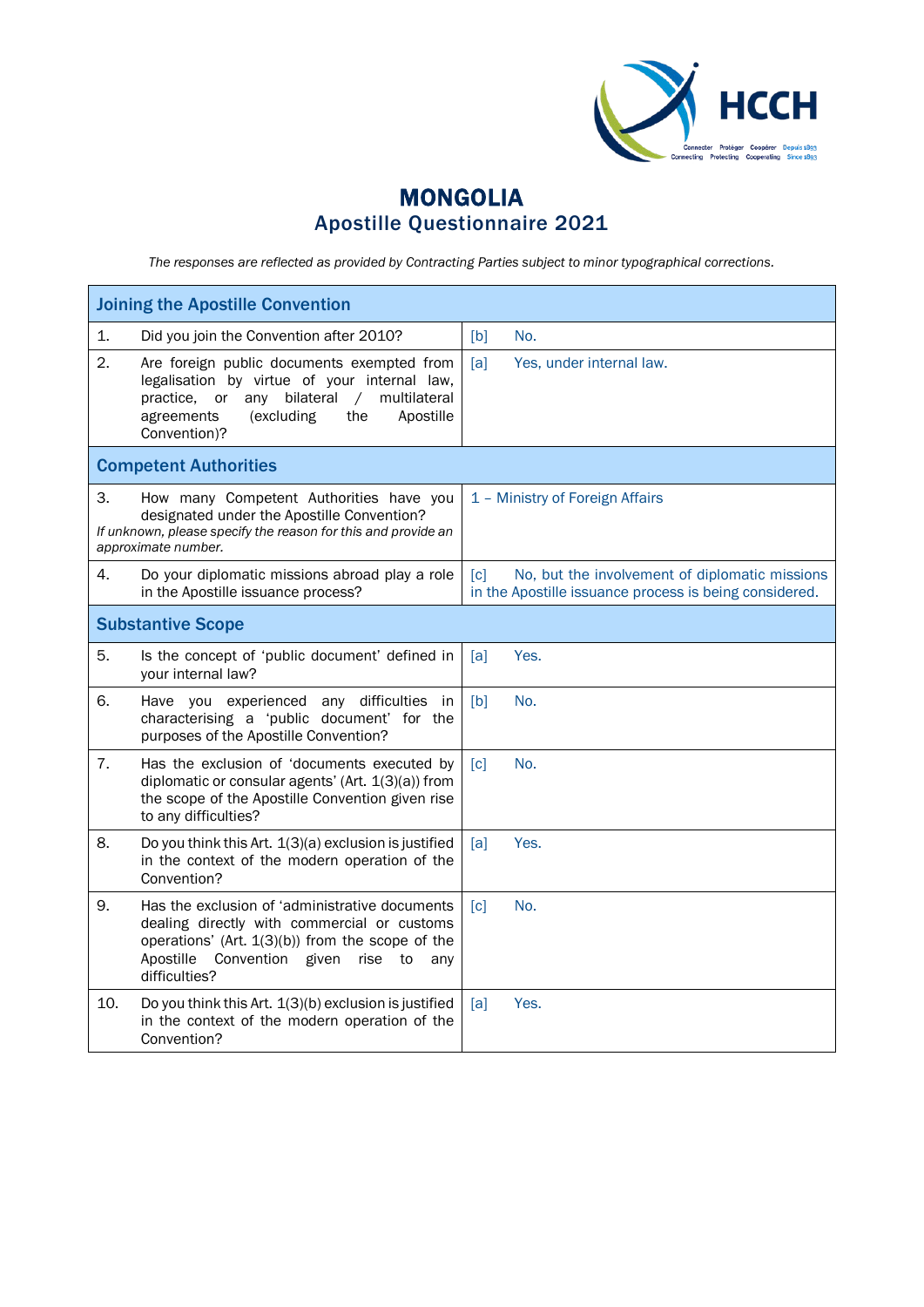# MONGOLIA
## Apostille Questionnaire 2021

*The responses are reflected as provided by Contracting Parties subject to minor typographical corrections.*

| **Joining the Apostille Convention** | |
|---|---|
| 1. Did you join the Convention after 2010? | [b] No. |
| 2. Are foreign public documents exempted from legalisation by virtue of your internal law, practice, or any bilateral / multilateral agreements (excluding the Apostille Convention)? | [a] Yes, under internal law. |
| **Competent Authorities** | |
| 3. How many Competent Authorities have you designated under the Apostille Convention? *If unknown, please specify the reason for this and provide an approximate number.* | 1 – Ministry of Foreign Affairs |
| 4. Do your diplomatic missions abroad play a role in the Apostille issuance process? | [c] No, but the involvement of diplomatic missions in the Apostille issuance process is being considered. |
| **Substantive Scope** | |
| 5. Is the concept of 'public document' defined in your internal law? | [a] Yes. |
| 6. Have you experienced any difficulties in characterising a 'public document' for the purposes of the Apostille Convention? | [b] No. |
| 7. Has the exclusion of 'documents executed by diplomatic or consular agents' (Art. 1(3)(a)) from the scope of the Apostille Convention given rise to any difficulties? | [c] No. |
| 8. Do you think this Art. 1(3)(a) exclusion is justified in the context of the modern operation of the Convention? | [a] Yes. |
| 9. Has the exclusion of 'administrative documents dealing directly with commercial or customs operations' (Art. 1(3)(b)) from the scope of the Apostille Convention given rise to any difficulties? | [c] No. |
| 10. Do you think this Art. 1(3)(b) exclusion is justified in the context of the modern operation of the Convention? | [a] Yes. |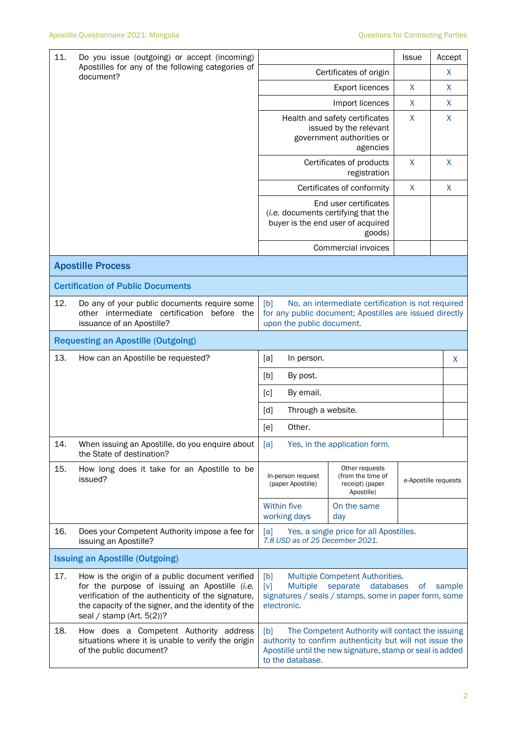| | | | Issue | Accept |
|---|---|---|---|---|
| 11. | Do you issue (outgoing) or accept (incoming) Apostilles for any of the following categories of document? | Certificates of origin | | X |
| | | Export licences | X | X |
| | | Import licences | X | X |
| | | Health and safety certificates issued by the relevant government authorities or agencies | X | X |
| | | Certificates of products registration | X | X |
| | | Certificates of conformity | X | X |
| | | End user certificates (*i.e.* documents certifying that the buyer is the end user of acquired goods) | | |
| | | Commercial invoices | | |

## Apostille Process

### Certification of Public Documents

| | | |
|---|---|---|
| 12. | Do any of your public documents require some other intermediate certification before the issuance of an Apostille? | [b] No, an intermediate certification is not required for any public document; Apostilles are issued directly upon the public document. |

### Requesting an Apostille (Outgoing)

| | | | |
|---|---|---|---|
| 13. | How can an Apostille be requested? | [a] In person. | X |
| | | [b] By post. | |
| | | [c] By email. | |
| | | [d] Through a website. | |
| | | [e] Other. | |
| 14. | When issuing an Apostille, do you enquire about the State of destination? | [a] Yes, in the application form. | |

| | | In-person request (paper Apostille) | Other requests (from the time of receipt) (paper Apostille) | e-Apostille requests |
|---|---|---|---|---|
| 15. | How long does it take for an Apostille to be issued? | Within five working days | On the same day | |

| | | |
|---|---|---|
| 16. | Does your Competent Authority impose a fee for issuing an Apostille? | [a] Yes, a single price for all Apostilles. *7.8 USD as of 25 December 2021.* |

### Issuing an Apostille (Outgoing)

| | | |
|---|---|---|
| 17. | How is the origin of a public document verified for the purpose of issuing an Apostille (*i.e.* verification of the authenticity of the signature, the capacity of the signer, and the identity of the seal / stamp (Art. 5(2))? | [b] Multiple Competent Authorities. [v] Multiple separate databases of sample signatures / seals / stamps, some in paper form, some electronic. |
| 18. | How does a Competent Authority address situations where it is unable to verify the origin of the public document? | [b] The Competent Authority will contact the issuing authority to confirm authenticity but will not issue the Apostille until the new signature, stamp or seal is added to the database. |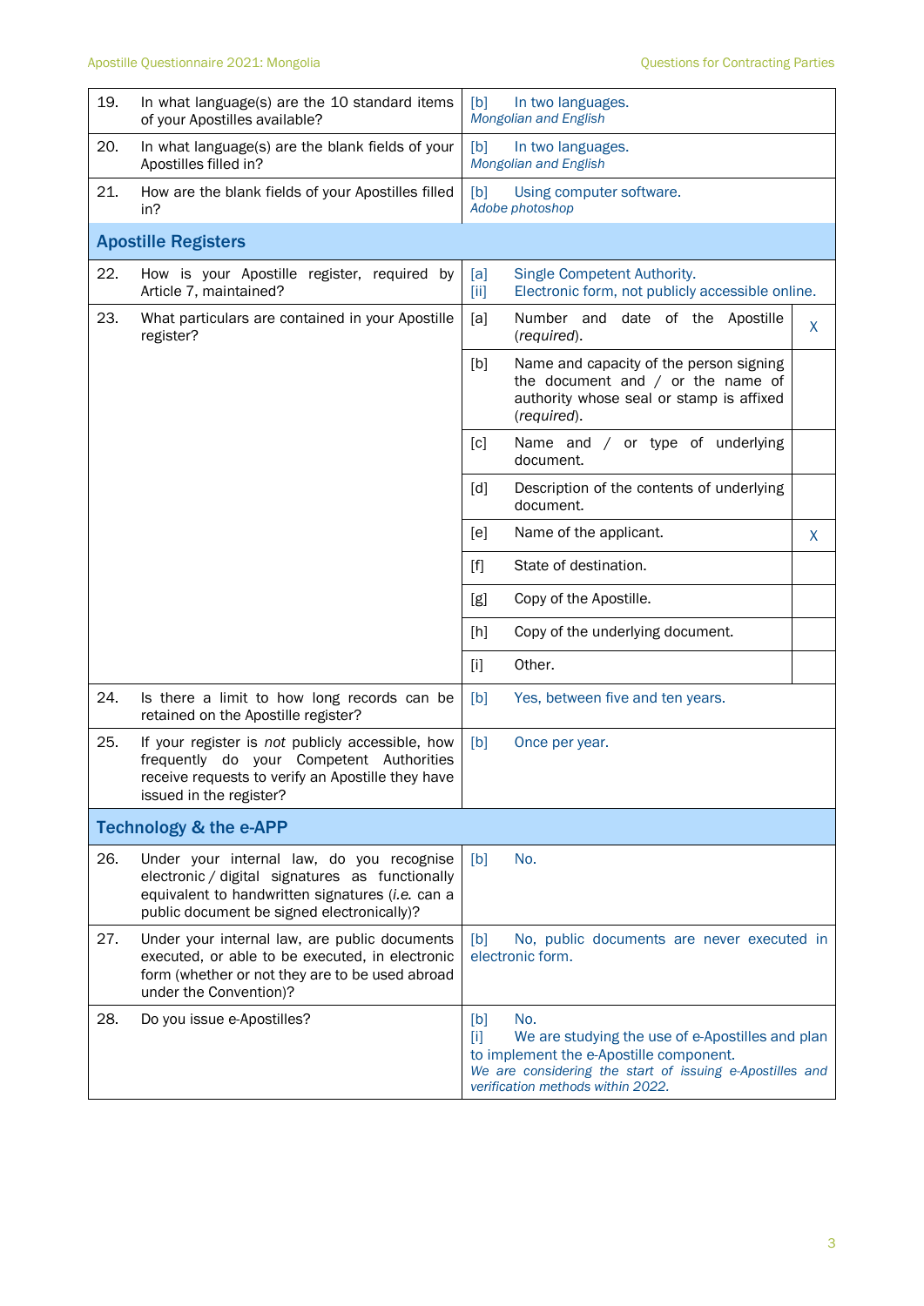| | Question | Answer | | |
|---|---|---|---|---|
| 19. | In what language(s) are the 10 standard items of your Apostilles available? | [b] In two languages.<br>*Mongolian and English* | | |
| 20. | In what language(s) are the blank fields of your Apostilles filled in? | [b] In two languages.<br>*Mongolian and English* | | |
| 21. | How are the blank fields of your Apostilles filled in? | [b] Using computer software.<br>*Adobe photoshop* | | |
| **Apostille Registers** | | | | |
| 22. | How is your Apostille register, required by Article 7, maintained? | [a] Single Competent Authority.<br>[ii] Electronic form, not publicly accessible online. | | |
| 23. | What particulars are contained in your Apostille register? | [a] | Number and date of the Apostille (*required*). | X |
| | | [b] | Name and capacity of the person signing the document and / or the name of authority whose seal or stamp is affixed (*required*). | |
| | | [c] | Name and / or type of underlying document. | |
| | | [d] | Description of the contents of underlying document. | |
| | | [e] | Name of the applicant. | X |
| | | [f] | State of destination. | |
| | | [g] | Copy of the Apostille. | |
| | | [h] | Copy of the underlying document. | |
| | | [i] | Other. | |
| 24. | Is there a limit to how long records can be retained on the Apostille register? | [b] Yes, between five and ten years. | | |
| 25. | If your register is *not* publicly accessible, how frequently do your Competent Authorities receive requests to verify an Apostille they have issued in the register? | [b] Once per year. | | |
| **Technology & the e-APP** | | | | |
| 26. | Under your internal law, do you recognise electronic / digital signatures as functionally equivalent to handwritten signatures (*i.e.* can a public document be signed electronically)? | [b] No. | | |
| 27. | Under your internal law, are public documents executed, or able to be executed, in electronic form (whether or not they are to be used abroad under the Convention)? | [b] No, public documents are never executed in electronic form. | | |
| 28. | Do you issue e-Apostilles? | [b] No.<br>[i] We are studying the use of e-Apostilles and plan to implement the e-Apostille component.<br>*We are considering the start of issuing e-Apostilles and verification methods within 2022.* | | |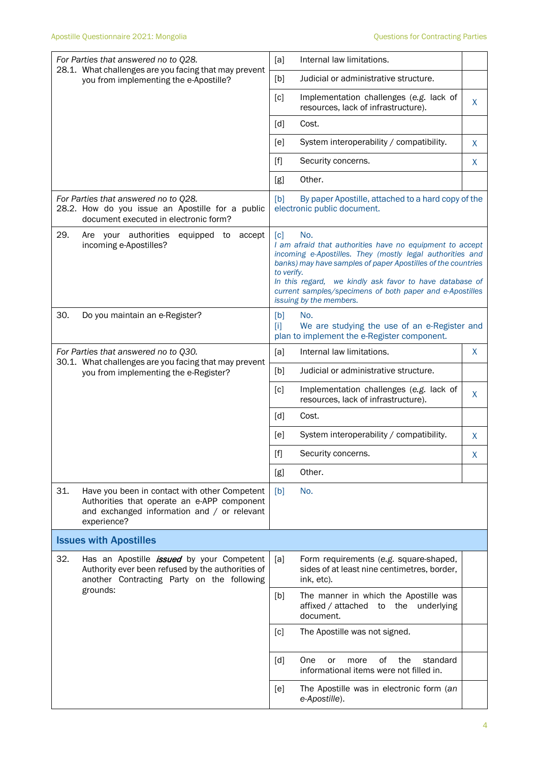| Question | Option | Answer | Selected |
|---|---|---|---|
| *For Parties that answered no to Q28.* 28.1. What challenges are you facing that may prevent you from implementing the e-Apostille? | [a] | Internal law limitations. | |
| | [b] | Judicial or administrative structure. | |
| | [c] | Implementation challenges (*e.g.* lack of resources, lack of infrastructure). | X |
| | [d] | Cost. | |
| | [e] | System interoperability / compatibility. | X |
| | [f] | Security concerns. | X |
| | [g] | Other. | |
| *For Parties that answered no to Q28.* 28.2. How do you issue an Apostille for a public document executed in electronic form? | [b] | By paper Apostille, attached to a hard copy of the electronic public document. | |
| 29. Are your authorities equipped to accept incoming e-Apostilles? | [c] | No. *I am afraid that authorities have no equipment to accept incoming e-Apostilles. They (mostly legal authorities and banks) may have samples of paper Apostilles of the countries to verify. In this regard, we kindly ask favor to have database of current samples/specimens of both paper and e-Apostilles issuing by the members.* | |
| 30. Do you maintain an e-Register? | [b] | No. | |
| | [i] | We are studying the use of an e-Register and plan to implement the e-Register component. | |
| *For Parties that answered no to Q30.* 30.1. What challenges are you facing that may prevent you from implementing the e-Register? | [a] | Internal law limitations. | X |
| | [b] | Judicial or administrative structure. | |
| | [c] | Implementation challenges (*e.g.* lack of resources, lack of infrastructure). | X |
| | [d] | Cost. | |
| | [e] | System interoperability / compatibility. | X |
| | [f] | Security concerns. | X |
| | [g] | Other. | |
| 31. Have you been in contact with other Competent Authorities that operate an e-APP component and exchanged information and / or relevant experience? | [b] | No. | |

## Issues with Apostilles

| Question | Option | Answer | Selected |
|---|---|---|---|
| 32. Has an Apostille ***issued*** by your Competent Authority ever been refused by the authorities of another Contracting Party on the following grounds: | [a] | Form requirements (*e.g.* square-shaped, sides of at least nine centimetres, border, ink, etc). | |
| | [b] | The manner in which the Apostille was affixed / attached to the underlying document. | |
| | [c] | The Apostille was not signed. | |
| | [d] | One or more of the standard informational items were not filled in. | |
| | [e] | The Apostille was in electronic form (*an e-Apostille*). | |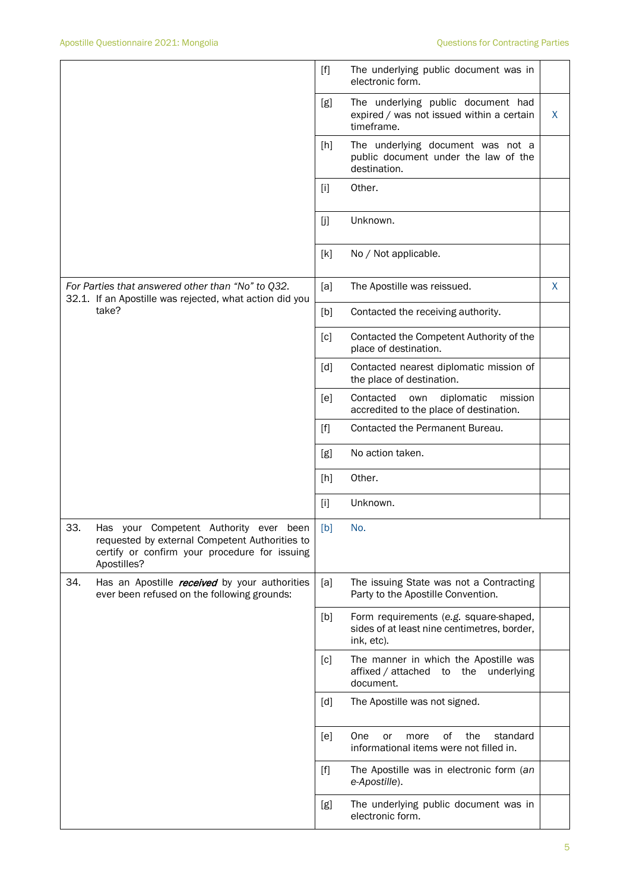| | | | |
|---|---|---|---|
| | [f] | The underlying public document was in electronic form. | |
| | [g] | The underlying public document had expired / was not issued within a certain timeframe. | X |
| | [h] | The underlying document was not a public document under the law of the destination. | |
| | [i] | Other. | |
| | [j] | Unknown. | |
| | [k] | No / Not applicable. | |
| *For Parties that answered other than "No" to Q32.* 32.1. If an Apostille was rejected, what action did you take? | [a] | The Apostille was reissued. | X |
| | [b] | Contacted the receiving authority. | |
| | [c] | Contacted the Competent Authority of the place of destination. | |
| | [d] | Contacted nearest diplomatic mission of the place of destination. | |
| | [e] | Contacted own diplomatic mission accredited to the place of destination. | |
| | [f] | Contacted the Permanent Bureau. | |
| | [g] | No action taken. | |
| | [h] | Other. | |
| | [i] | Unknown. | |
| 33. Has your Competent Authority ever been requested by external Competent Authorities to certify or confirm your procedure for issuing Apostilles? | [b] | No. | |
| 34. Has an Apostille ***received*** by your authorities ever been refused on the following grounds: | [a] | The issuing State was not a Contracting Party to the Apostille Convention. | |
| | [b] | Form requirements (*e.g.* square-shaped, sides of at least nine centimetres, border, ink, etc). | |
| | [c] | The manner in which the Apostille was affixed / attached to the underlying document. | |
| | [d] | The Apostille was not signed. | |
| | [e] | One or more of the standard informational items were not filled in. | |
| | [f] | The Apostille was in electronic form (*an e-Apostille*). | |
| | [g] | The underlying public document was in electronic form. | |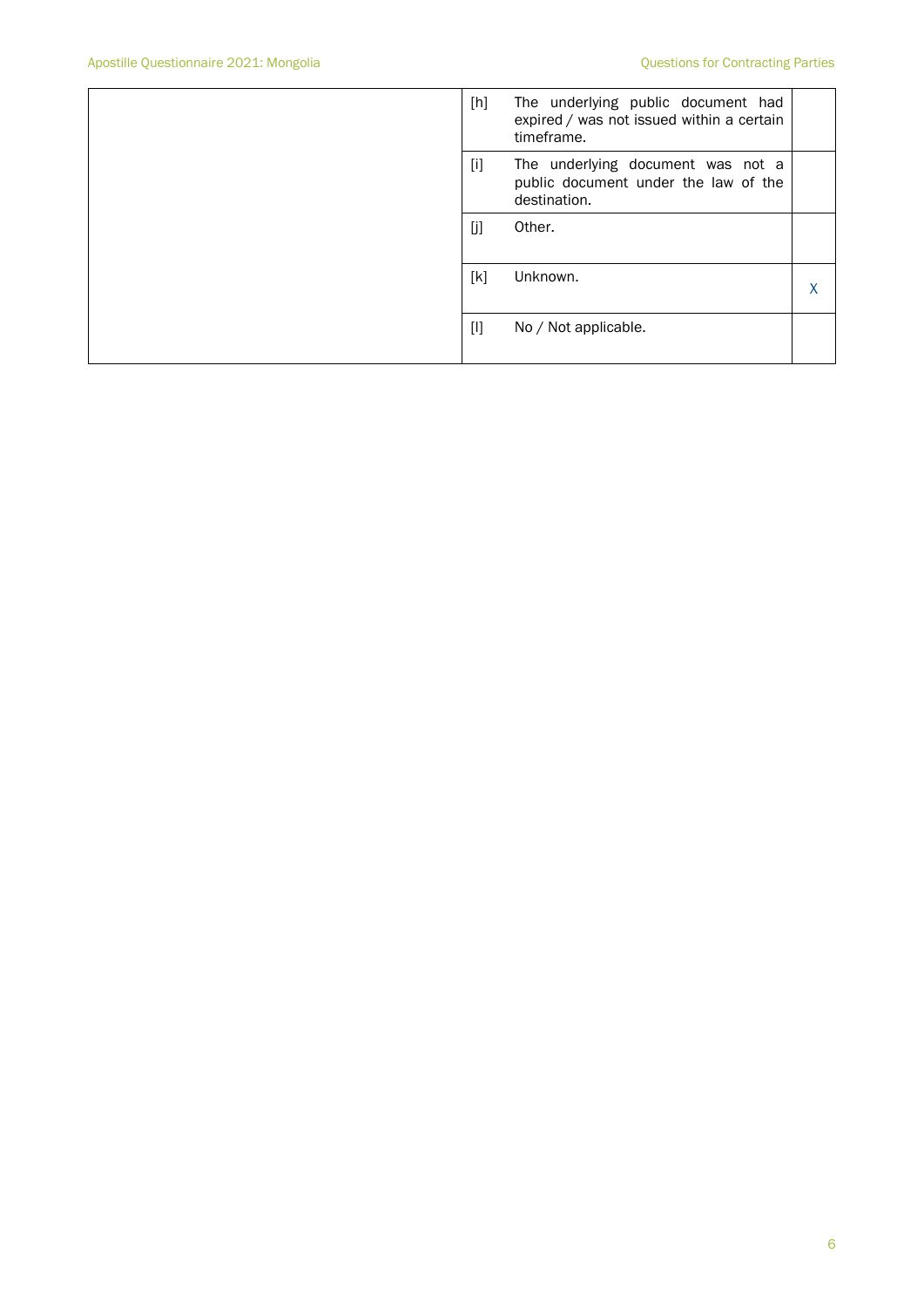| | | | |
|---|---|---|---|
| | [h] | The underlying public document had expired / was not issued within a certain timeframe. | |
| | [i] | The underlying document was not a public document under the law of the destination. | |
| | [j] | Other. | |
| | [k] | Unknown. | X |
| | [l] | No / Not applicable. | |